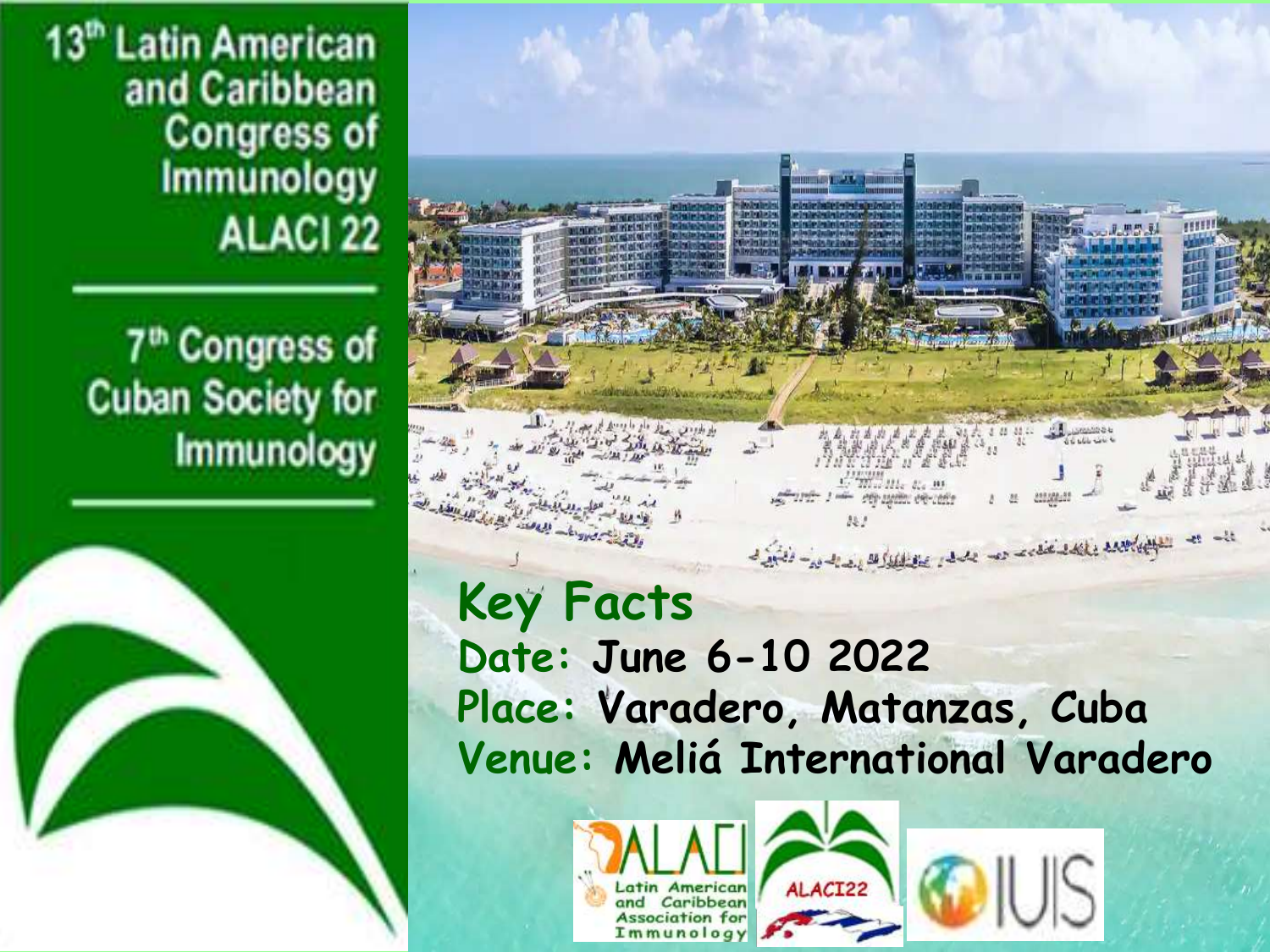# 13th Latin American and Caribbean Congress of Immunology ALACI 22

## 7th Congress of Cuban Society for Immunology

## Key Facts

**Date:** June 6-10 2022

**Place:** Varadero, Matanzas, Cuba

**Venue:** Meliá International Varadero

ALACI Latin American and Caribbean Association for Immunology

ALACI22

IUIS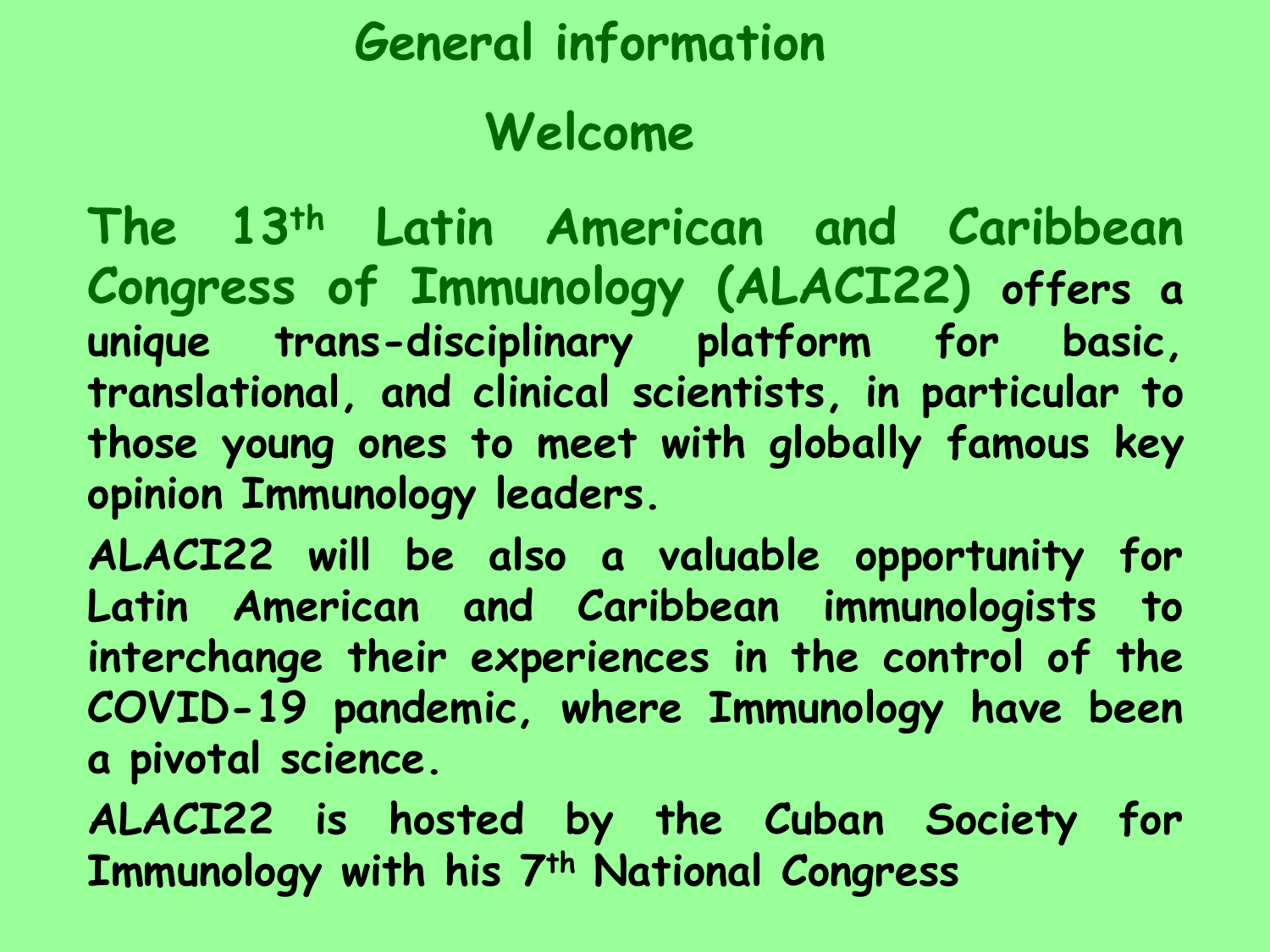# General information

## Welcome

The 13th Latin American and Caribbean Congress of Immunology (ALACI22) offers a unique trans-disciplinary platform for basic, translational, and clinical scientists, in particular to those young ones to meet with globally famous key opinion Immunology leaders.

ALACI22 will be also a valuable opportunity for Latin American and Caribbean immunologists to interchange their experiences in the control of the COVID-19 pandemic, where Immunology have been a pivotal science.

ALACI22 is hosted by the Cuban Society for Immunology with his 7th National Congress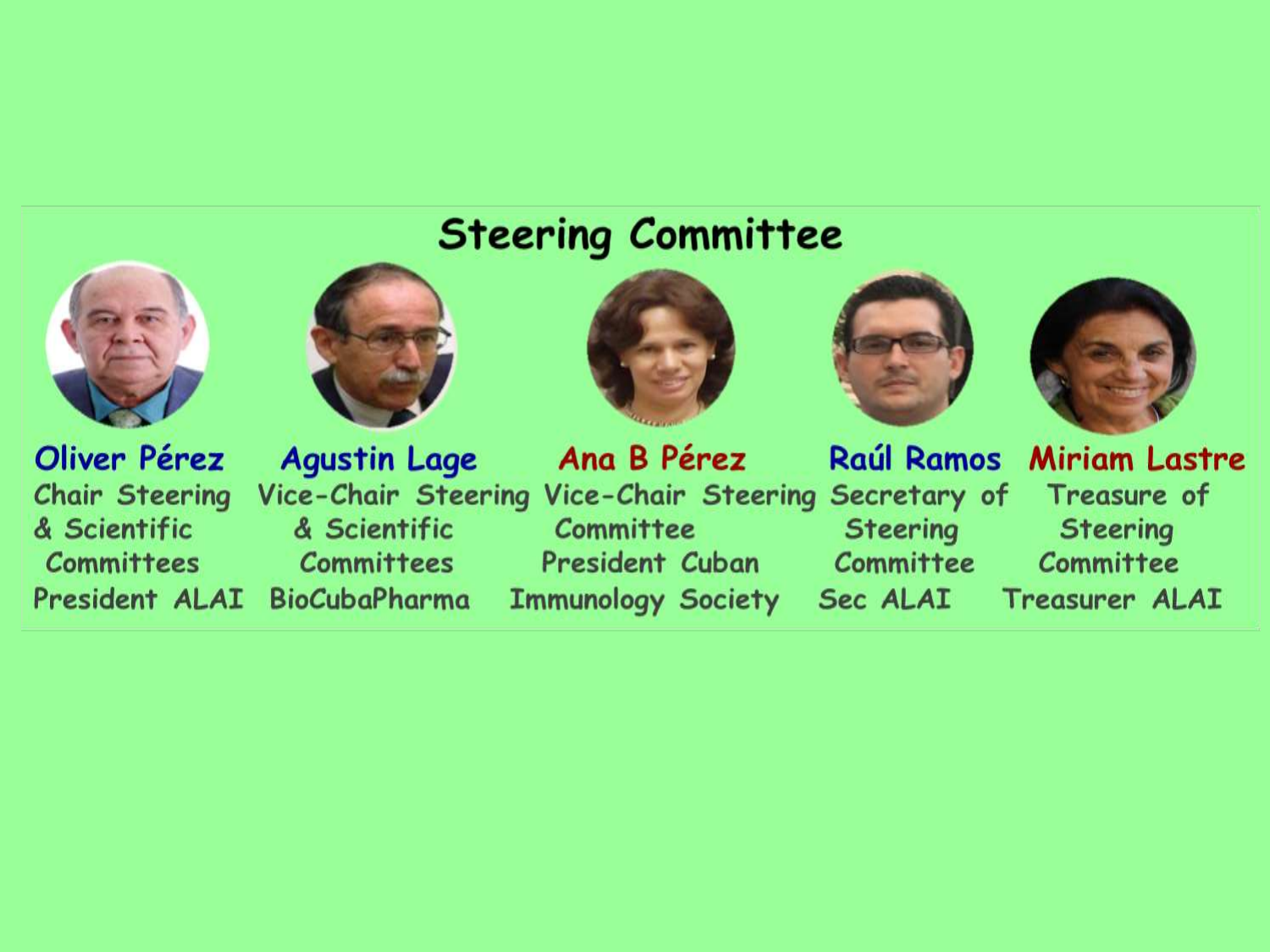# Steering Committee

**Oliver Pérez**
Chair Steering & Scientific Committees
President ALAI

**Agustin Lage**
Vice-Chair Steering & Scientific Committees
BioCubaPharma

**Ana B Pérez**
Vice-Chair Steering Committee
President Cuban Immunology Society

**Raúl Ramos**
Secretary of Steering Committee
Sec ALAI

**Miriam Lastre**
Treasure of Steering Committee
Treasurer ALAI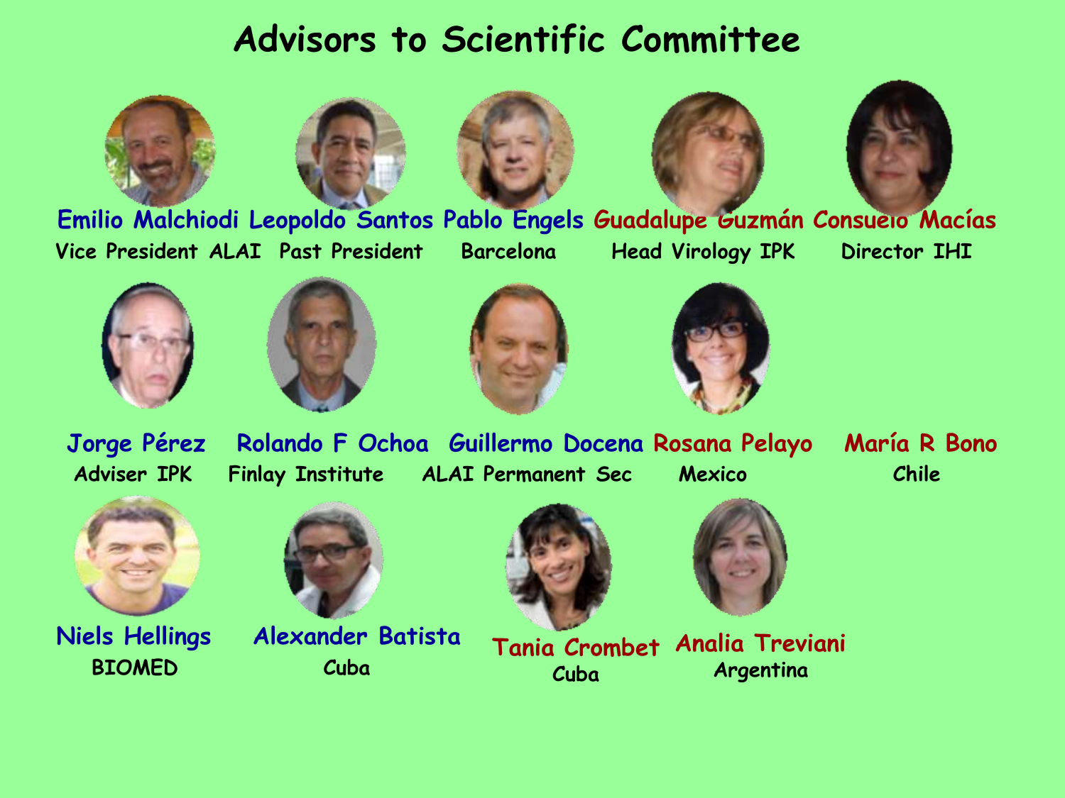# Advisors to Scientific Committee

**Emilio Malchiodi**
Vice President ALAI

**Leopoldo Santos**
Past President

**Pablo Engels**
Barcelona

**Guadalupe Guzmán**
Head Virology IPK

**Consuelo Macías**
Director IHI

**Jorge Pérez**
Adviser IPK

**Rolando F Ochoa**
Finlay Institute

**Guillermo Docena**
ALAI Permanent Sec

**Rosana Pelayo**
Mexico

**María R Bono**
Chile

**Niels Hellings**
BIOMED

**Alexander Batista**
Cuba

**Tania Crombet**
Cuba

**Analia Treviani**
Argentina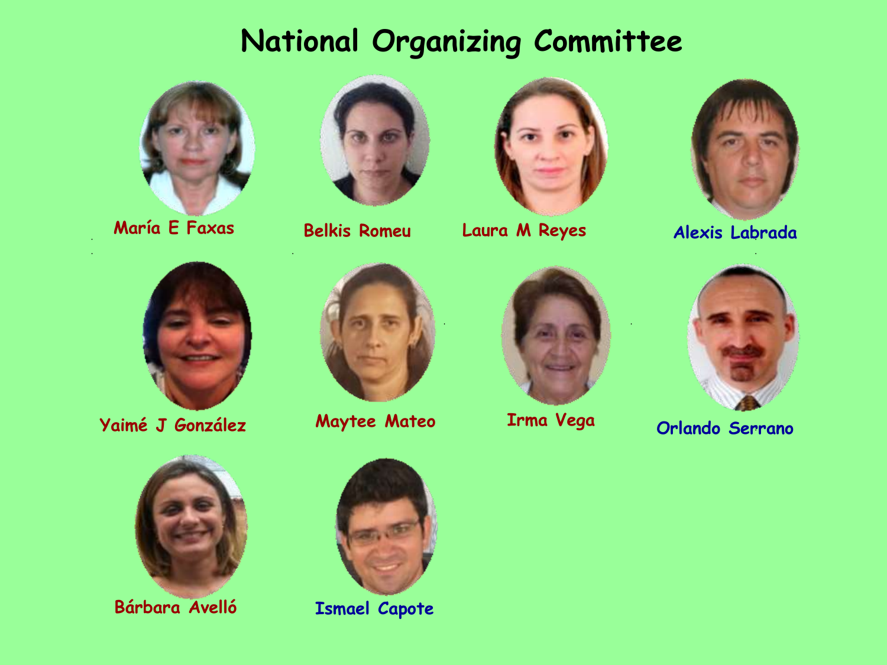# National Organizing Committee

María E Faxas

Belkis Romeu

Laura M Reyes

Alexis Labrada

Yaimé J González

Maytee Mateo

Irma Vega

Orlando Serrano

Bárbara Avelló

Ismael Capote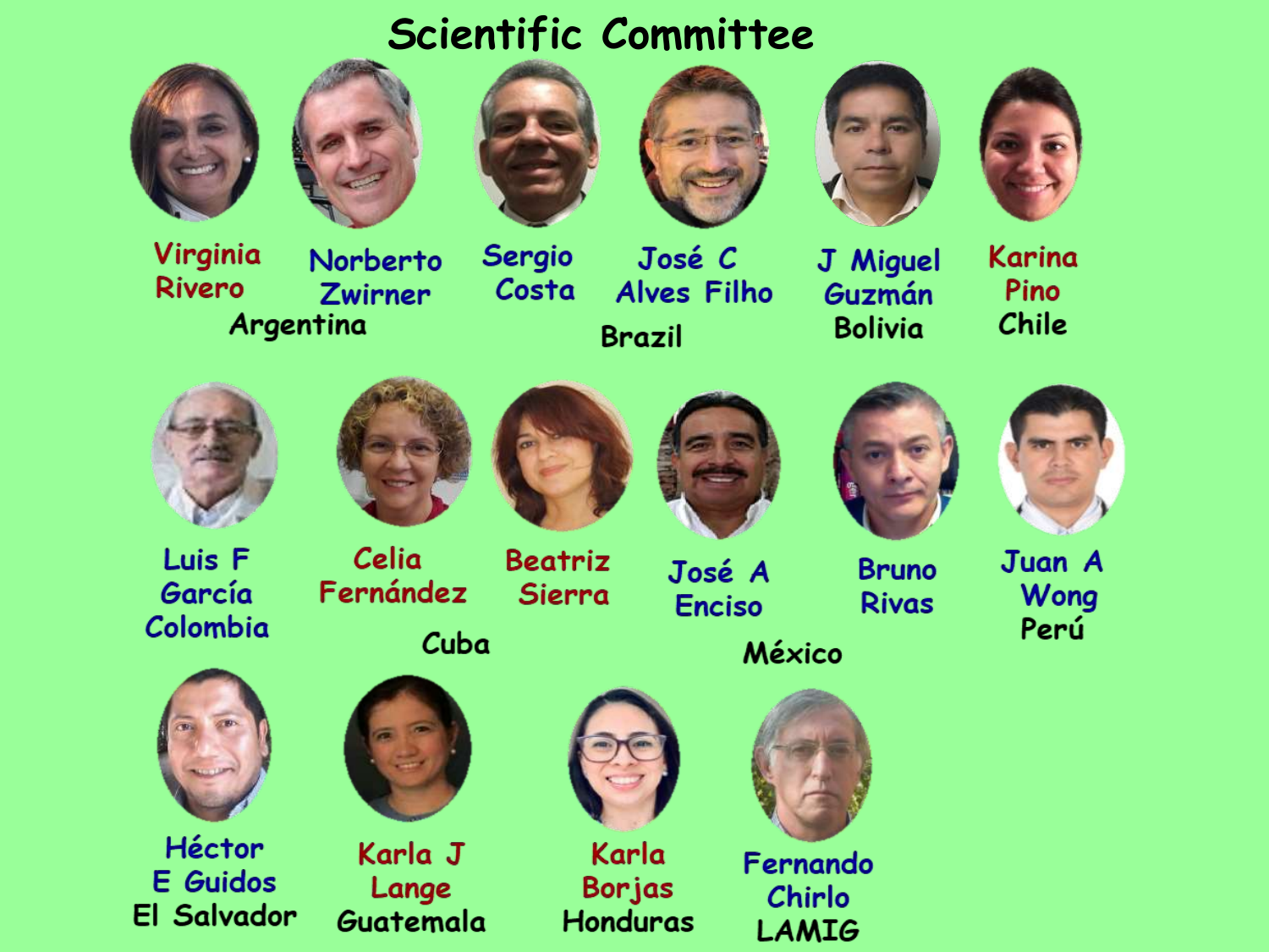# Scientific Committee

Virginia Rivero
Norberto Zwirner
Argentina

Sergio Costa
José C Alves Filho
Brazil

J Miguel Guzmán
Bolivia

Karina Pino
Chile

Luis F García
Colombia

Celia Fernández
Beatriz Sierra
Cuba

José A Enciso
Bruno Rivas
México

Juan A Wong
Perú

Héctor E Guidos
El Salvador

Karla J Lange
Guatemala

Karla Borjas
Honduras

Fernando Chirlo
LAMIG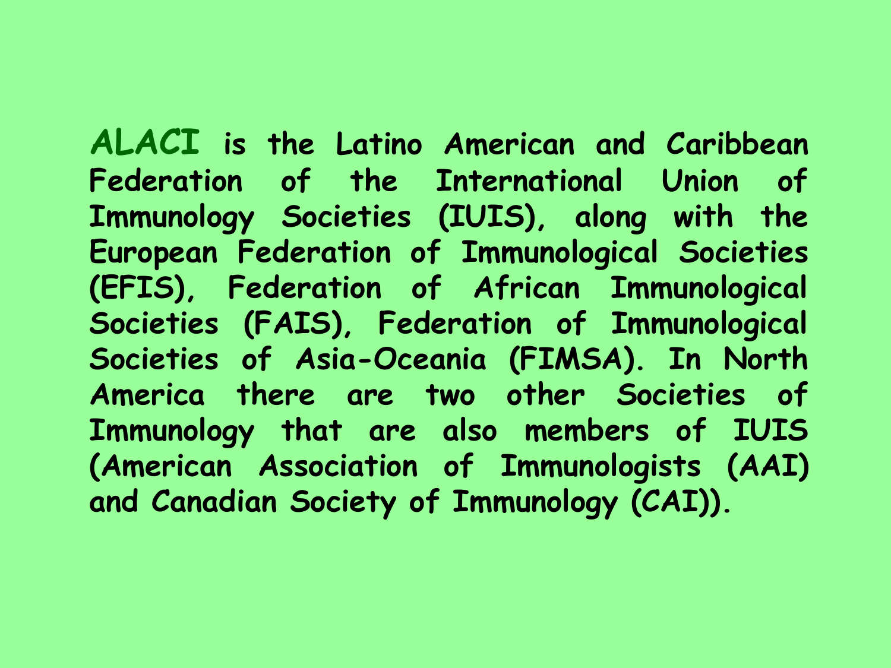**ALACI** is the Latino American and Caribbean Federation of the International Union of Immunology Societies (IUIS), along with the European Federation of Immunological Societies (EFIS), Federation of African Immunological Societies (FAIS), Federation of Immunological Societies of Asia-Oceania (FIMSA). In North America there are two other Societies of Immunology that are also members of IUIS (American Association of Immunologists (AAI) and Canadian Society of Immunology (CAI)).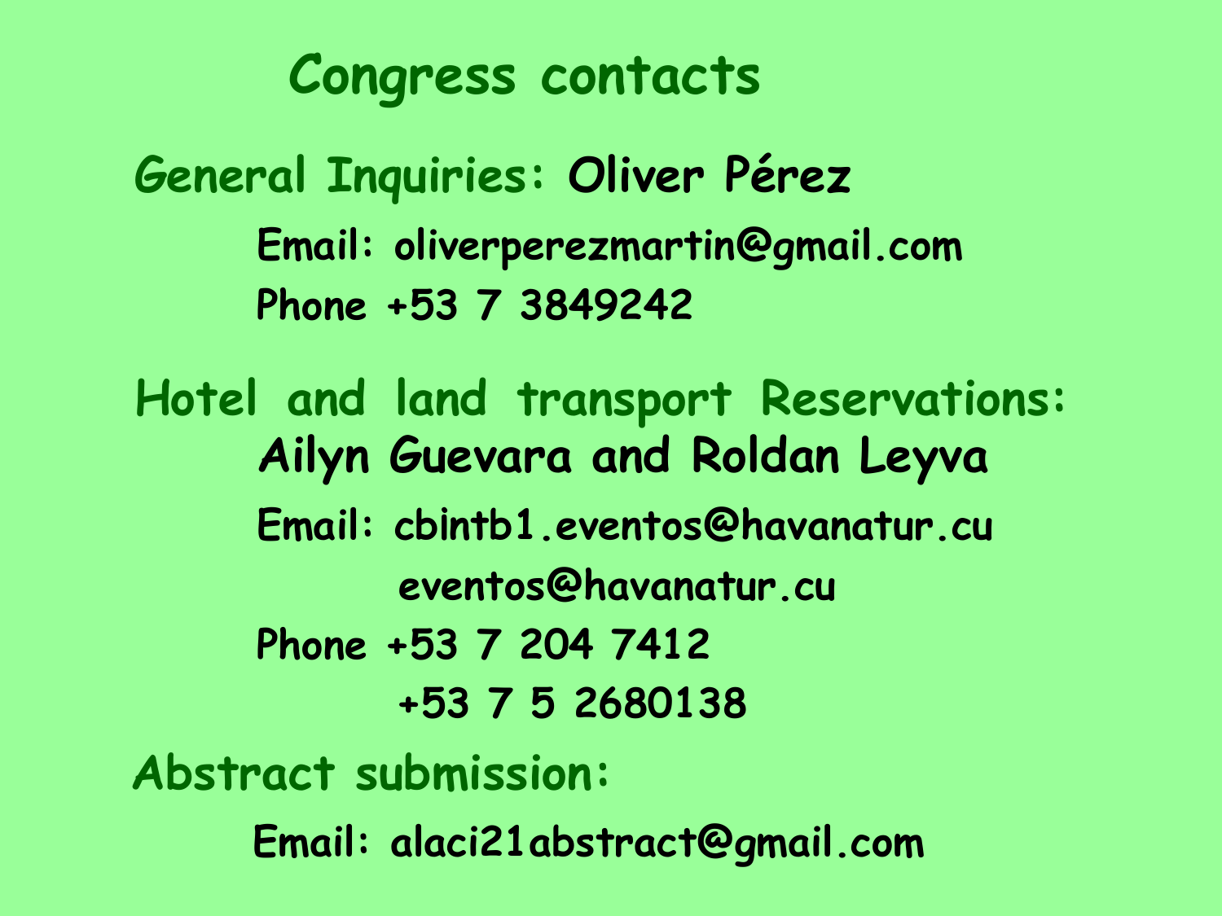# Congress contacts

**General Inquiries:** Oliver Pérez

Email: oliverperezmartin@gmail.com

Phone +53 7 3849242

**Hotel and land transport Reservations:**

Ailyn Guevara and Roldan Leyva

Email: cbintb1.eventos@havanatur.cu

eventos@havanatur.cu

Phone +53 7 204 7412

+53 7 5 2680138

**Abstract submission:**

Email: alaci21abstract@gmail.com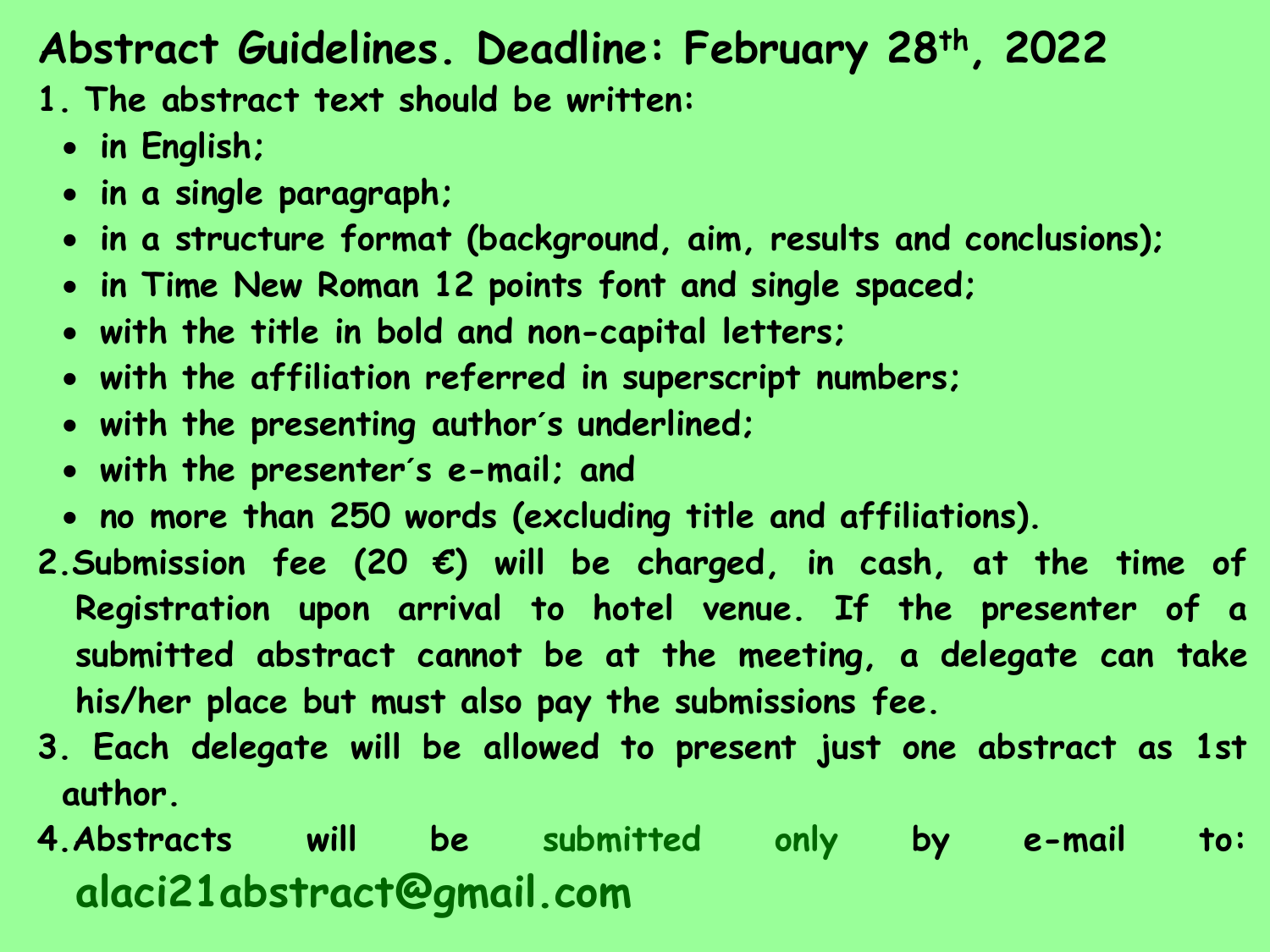# Abstract Guidelines. Deadline: February 28th, 2022

1. The abstract text should be written:
   - in English;
   - in a single paragraph;
   - in a structure format (background, aim, results and conclusions);
   - in Time New Roman 12 points font and single spaced;
   - with the title in bold and non-capital letters;
   - with the affiliation referred in superscript numbers;
   - with the presenting author´s underlined;
   - with the presenter´s e-mail; and
   - no more than 250 words (excluding title and affiliations).
2. Submission fee (20 €) will be charged, in cash, at the time of Registration upon arrival to hotel venue. If the presenter of a submitted abstract cannot be at the meeting, a delegate can take his/her place but must also pay the submissions fee.
3. Each delegate will be allowed to present just one abstract as 1st author.
4. Abstracts will be submitted only by e-mail to: alaci21abstract@gmail.com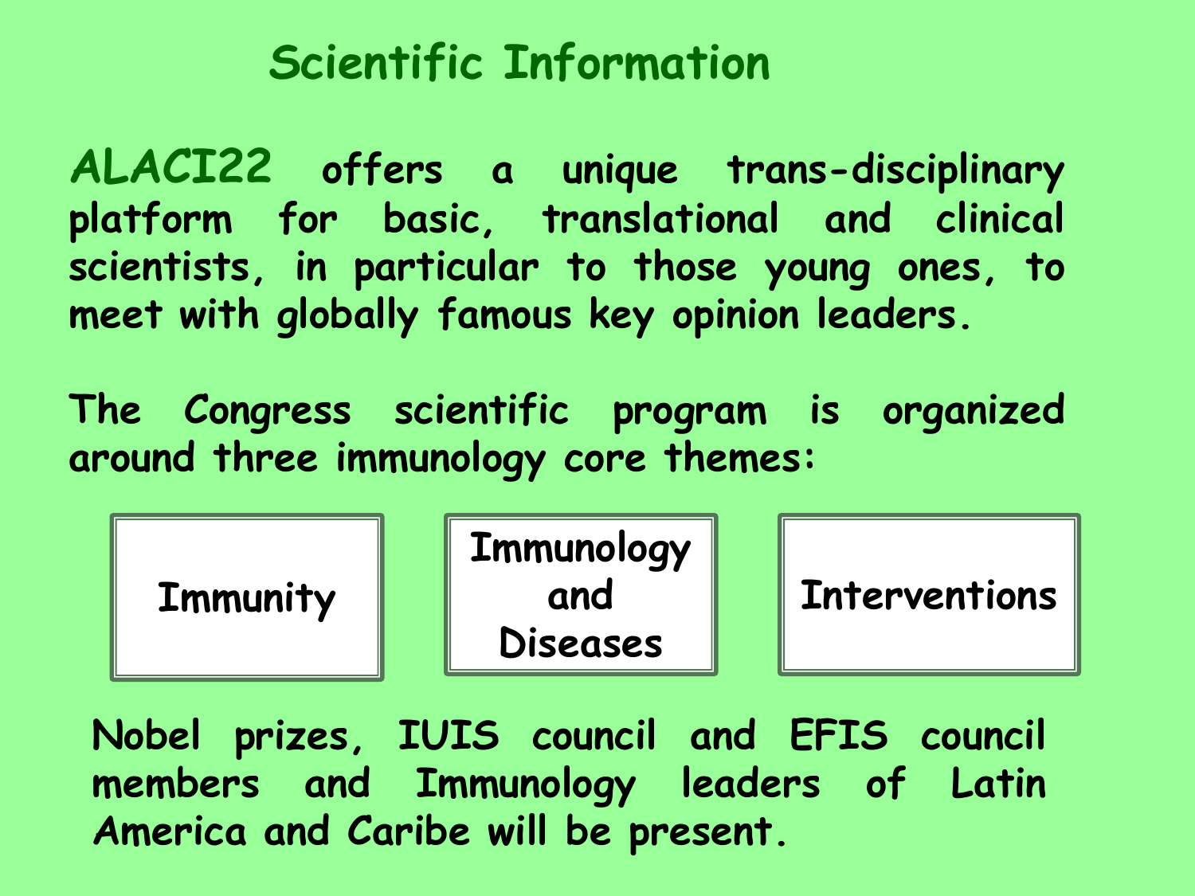# Scientific Information

**ALACI22** offers a unique trans-disciplinary platform for basic, translational and clinical scientists, in particular to those young ones, to meet with globally famous key opinion leaders.

The Congress scientific program is organized around three immunology core themes:

- Immunity
- Immunology and Diseases
- Interventions

Nobel prizes, IUIS council and EFIS council members and Immunology leaders of Latin America and Caribe will be present.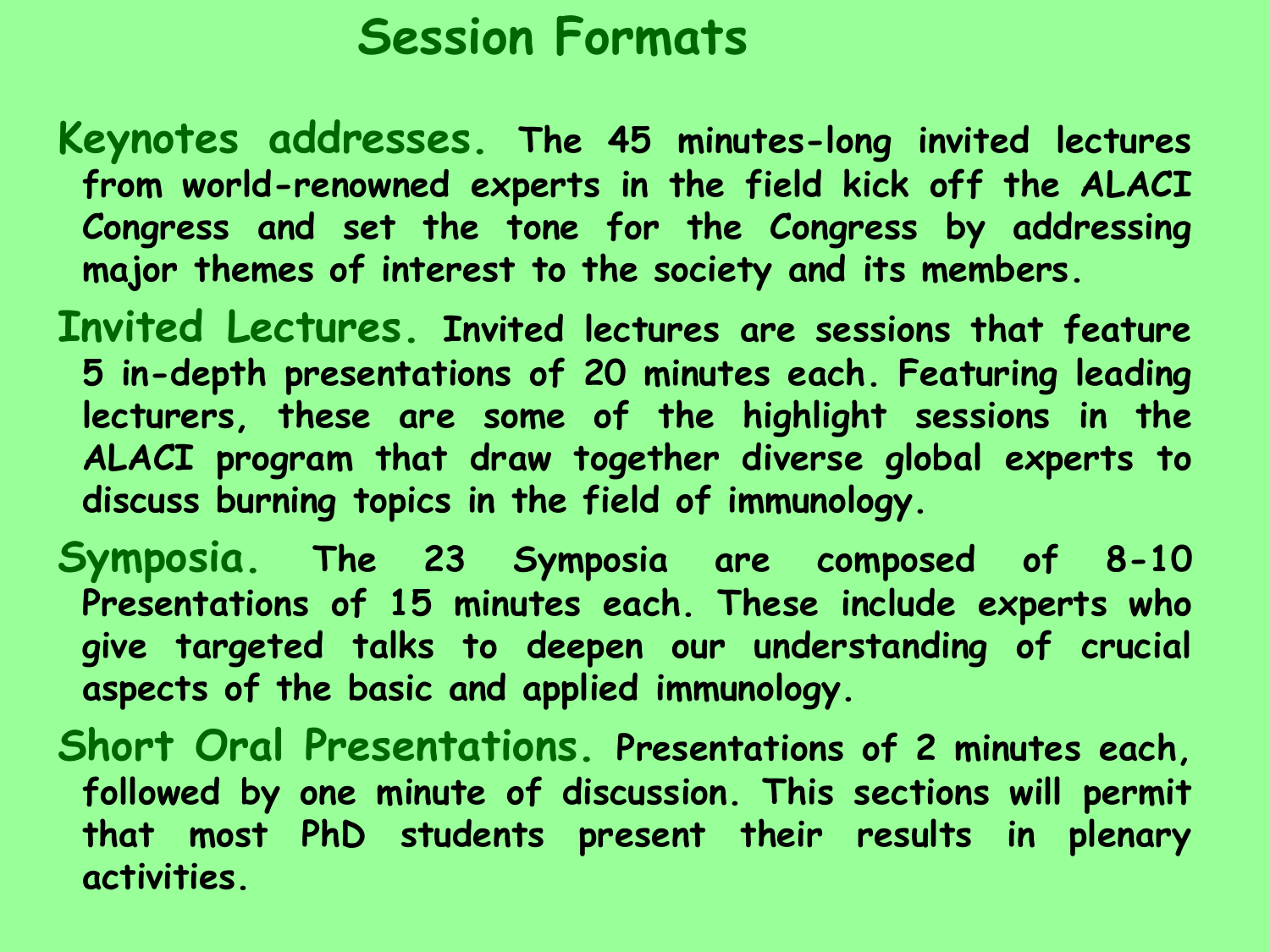# Session Formats

**Keynotes addresses.** The 45 minutes-long invited lectures from world-renowned experts in the field kick off the ALACI Congress and set the tone for the Congress by addressing major themes of interest to the society and its members.

**Invited Lectures.** Invited lectures are sessions that feature 5 in-depth presentations of 20 minutes each. Featuring leading lecturers, these are some of the highlight sessions in the ALACI program that draw together diverse global experts to discuss burning topics in the field of immunology.

**Symposia.** The 23 Symposia are composed of 8-10 Presentations of 15 minutes each. These include experts who give targeted talks to deepen our understanding of crucial aspects of the basic and applied immunology.

**Short Oral Presentations.** Presentations of 2 minutes each, followed by one minute of discussion. This sections will permit that most PhD students present their results in plenary activities.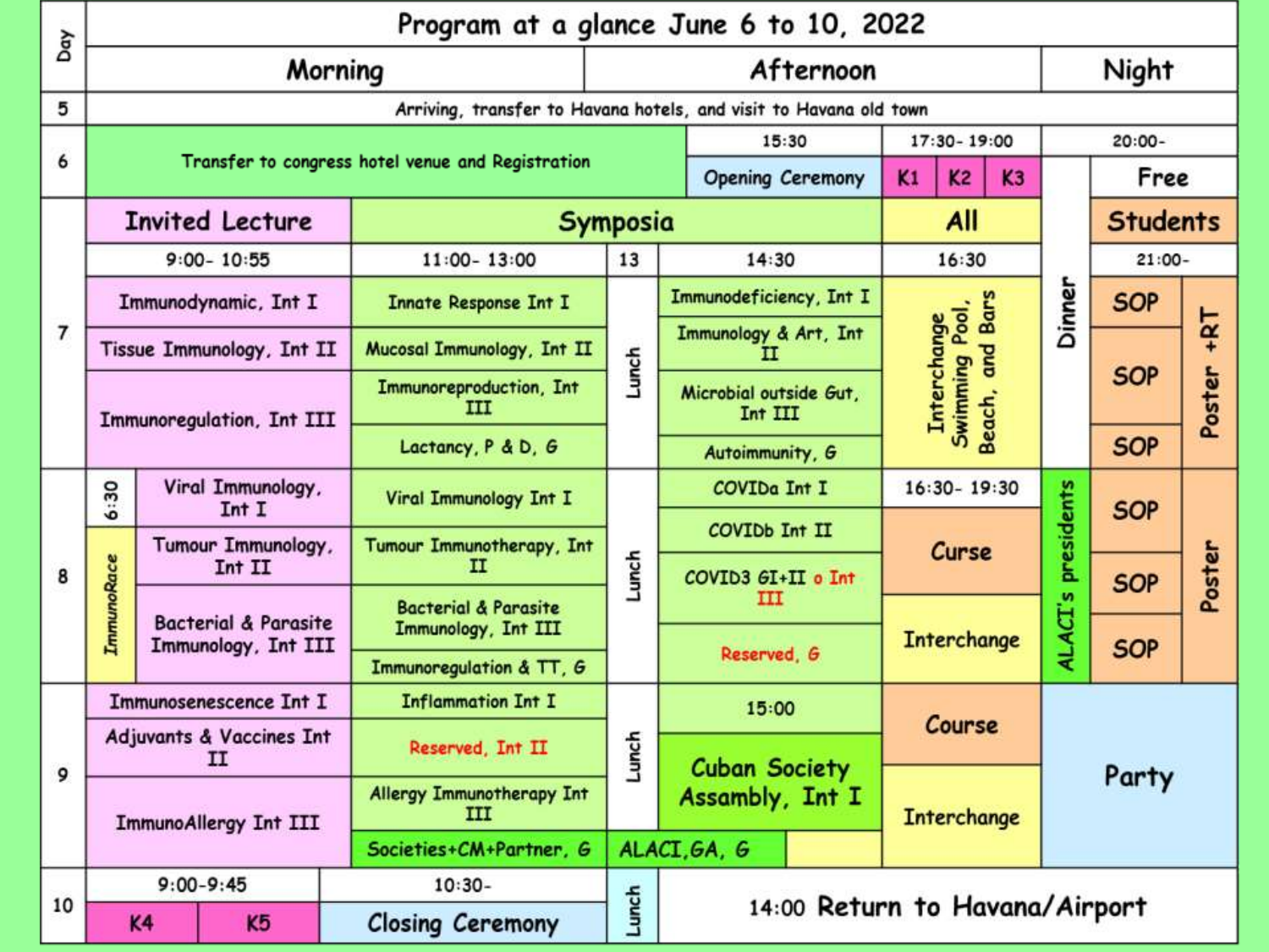# Program at a glance June 6 to 10, 2022

| Day | Morning | | | Afternoon | | | Night | |
|---|---|---|---|---|---|---|---|---|
| 5 | Arriving, transfer to Havana hotels, and visit to Havana old town | | | | | | | |
| 6 | Transfer to congress hotel venue and Registration | | | 15:30 Opening Ceremony | 17:30- 19:00 K1, K2, K3 | | 20:00- Free | |
| 7 | **Invited Lecture** 9:00- 10:55 | **Symposia** 11:00- 13:00 | 13 | 14:30 | **All** 16:30 | Dinner | **Students** 21:00- | |
| | Immunodynamic, Int I | Innate Response Int I | Lunch | Immunodeficiency, Int I | Interchange Swimming Pool, Beach, and Bars | | SOP | Poster +RT |
| | Tissue Immunology, Int II | Mucosal Immunology, Int II | | Immunology & Art, Int II | | | SOP | |
| | Immunoregulation, Int III | Immunoreproduction, Int III | | Microbial outside Gut, Int III | | | SOP | |
| | | Lactancy, P & D, G | | Autoimmunity, G | | | | |
| 8 | 6:30 ImmunoRace / Viral Immunology, Int I | Viral Immunology Int I | Lunch | COVIDa Int I | 16:30- 19:30 | ALACI's presidents | SOP | Poster |
| | Tumour Immunology, Int II | Tumour Immunotherapy, Int II | | COVIDb Int II | Curse | | SOP | |
| | Bacterial & Parasite Immunology, Int III | Bacterial & Parasite Immunology, Int III | | COVID3 GI+II o Int III | Interchange | | SOP | |
| | | Immunoregulation & TT, G | | Reserved, G | | | | |
| 9 | Immunosenescence Int I | Inflammation Int I | Lunch | 15:00 | Course | Party | | |
| | Adjuvants & Vaccines Int II | Reserved, Int II | | Cuban Society Assambly, Int I | | | | |
| | ImmunoAllergy Int III | Allergy Immunotherapy Int III | | | Interchange | | | |
| | | Societies+CM+Partner, G | ALACI,GA, G | | | | | |
| 10 | 9:00-9:45 K4, K5 | 10:30- Closing Ceremony | Lunch | 14:00 Return to Havana/Airport | | | | |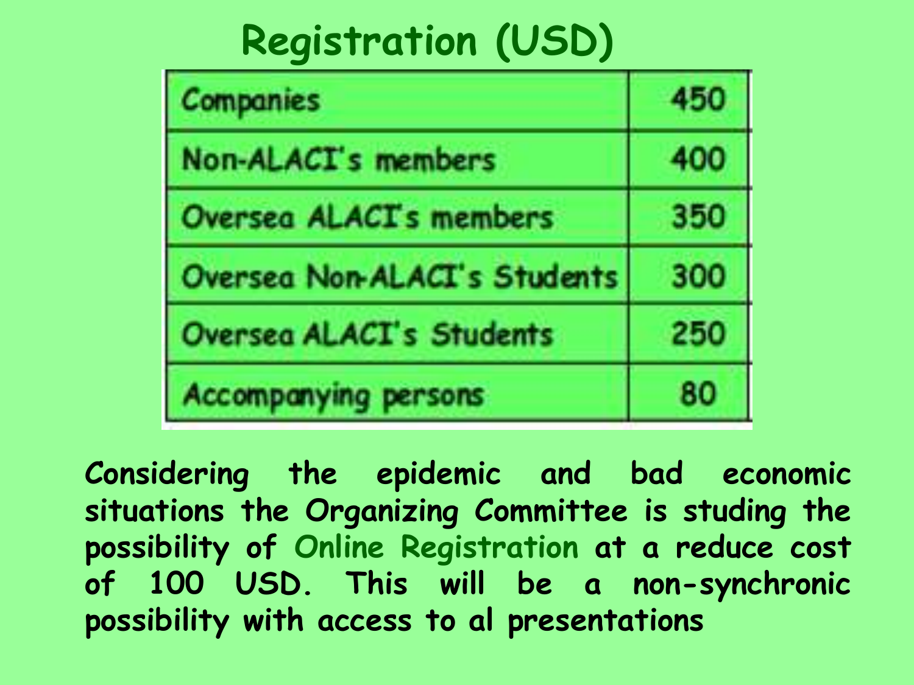# Registration (USD)

| Category | USD |
|---|---|
| Companies | 450 |
| Non-ALACI's members | 400 |
| Oversea ALACI's members | 350 |
| Oversea Non-ALACI's Students | 300 |
| Oversea ALACI's Students | 250 |
| Accompanying persons | 80 |

**Considering the epidemic and bad economic situations the Organizing Committee is studing the possibility of Online Registration at a reduce cost of 100 USD. This will be a non-synchronic possibility with access to al presentations**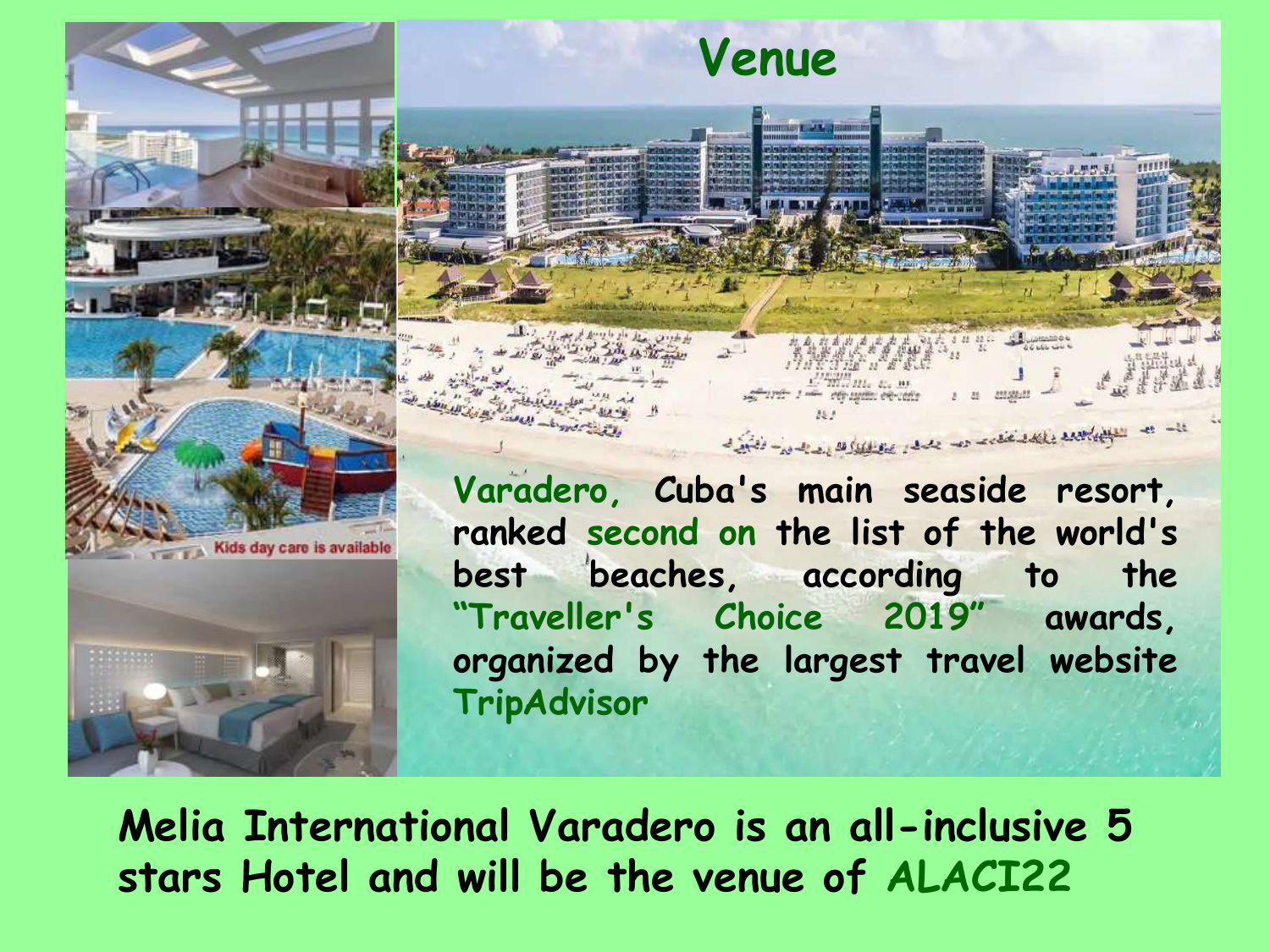# Venue

Varadero, Cuba's main seaside resort, ranked second on the list of the world's best beaches, according to the "Traveller's Choice 2019" awards, organized by the largest travel website TripAdvisor

Kids day care is available

**Melia International Varadero is an all-inclusive 5 stars Hotel and will be the venue of ALACI22**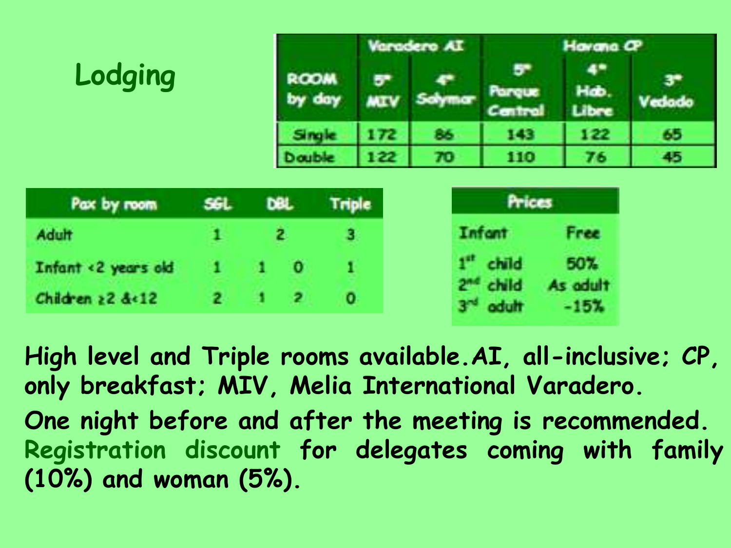# Lodging

| ROOM by day | Varadero AI | | Havana CP | | |
|---|---|---|---|---|---|
| | 5* MIV | 4* Solymar | 5* Parque Central | 4* Hab. Libre | 3* Vedado |
| Single | 172 | 86 | 143 | 122 | 65 |
| Double | 122 | 70 | 110 | 76 | 45 |

| Pax by room | SGL | DBL | | Triple |
|---|---|---|---|---|
| Adult | 1 | 2 | | 3 |
| Infant <2 years old | 1 | 1 | 0 | 1 |
| Children ≥2 &<12 | 2 | 1 | 2 | 0 |

| Prices | |
|---|---|
| Infant | Free |
| 1st child | 50% |
| 2nd child | As adult |
| 3rd adult | -15% |

**High level and Triple rooms available. AI, all-inclusive; CP, only breakfast; MIV, Melia International Varadero.**

**One night before and after the meeting is recommended. Registration discount for delegates coming with family (10%) and woman (5%).**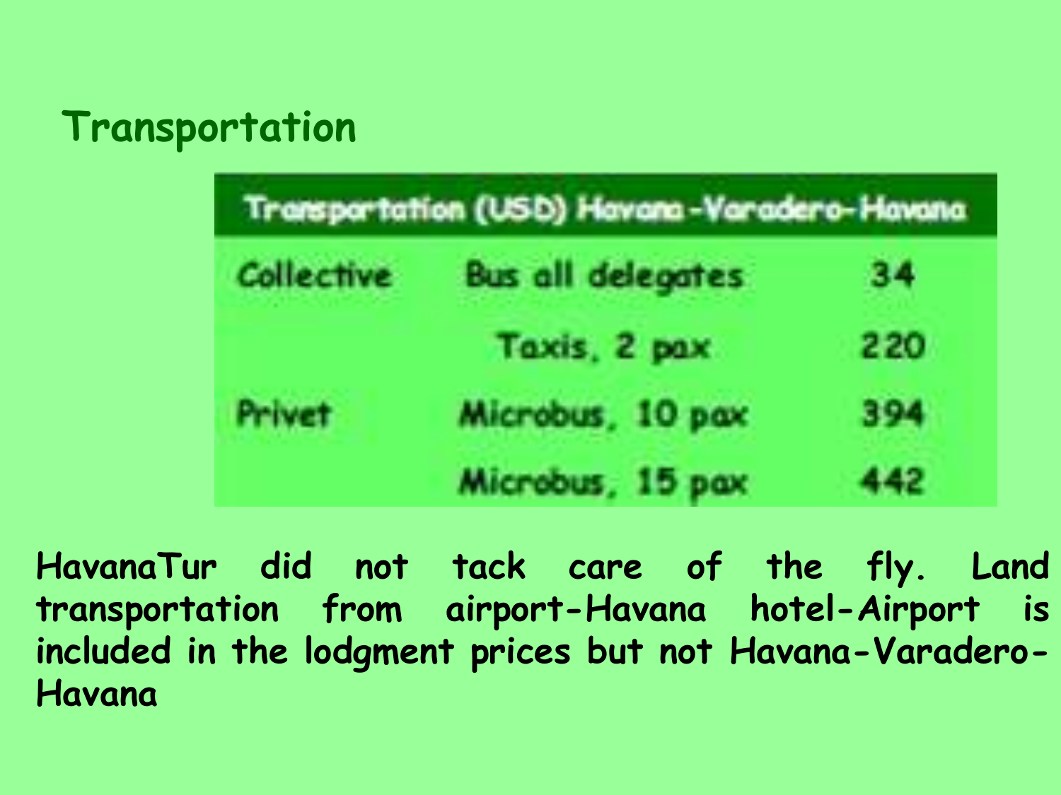## Transportation

| Transportation (USD) Havana-Varadero-Havana | | |
|---|---|---|
| Collective | Bus all delegates | 34 |
| | Taxis, 2 pax | 220 |
| Privet | Microbus, 10 pax | 394 |
| | Microbus, 15 pax | 442 |

**HavanaTur did not tack care of the fly. Land transportation from airport-Havana hotel-Airport is included in the lodgment prices but not Havana-Varadero-Havana**